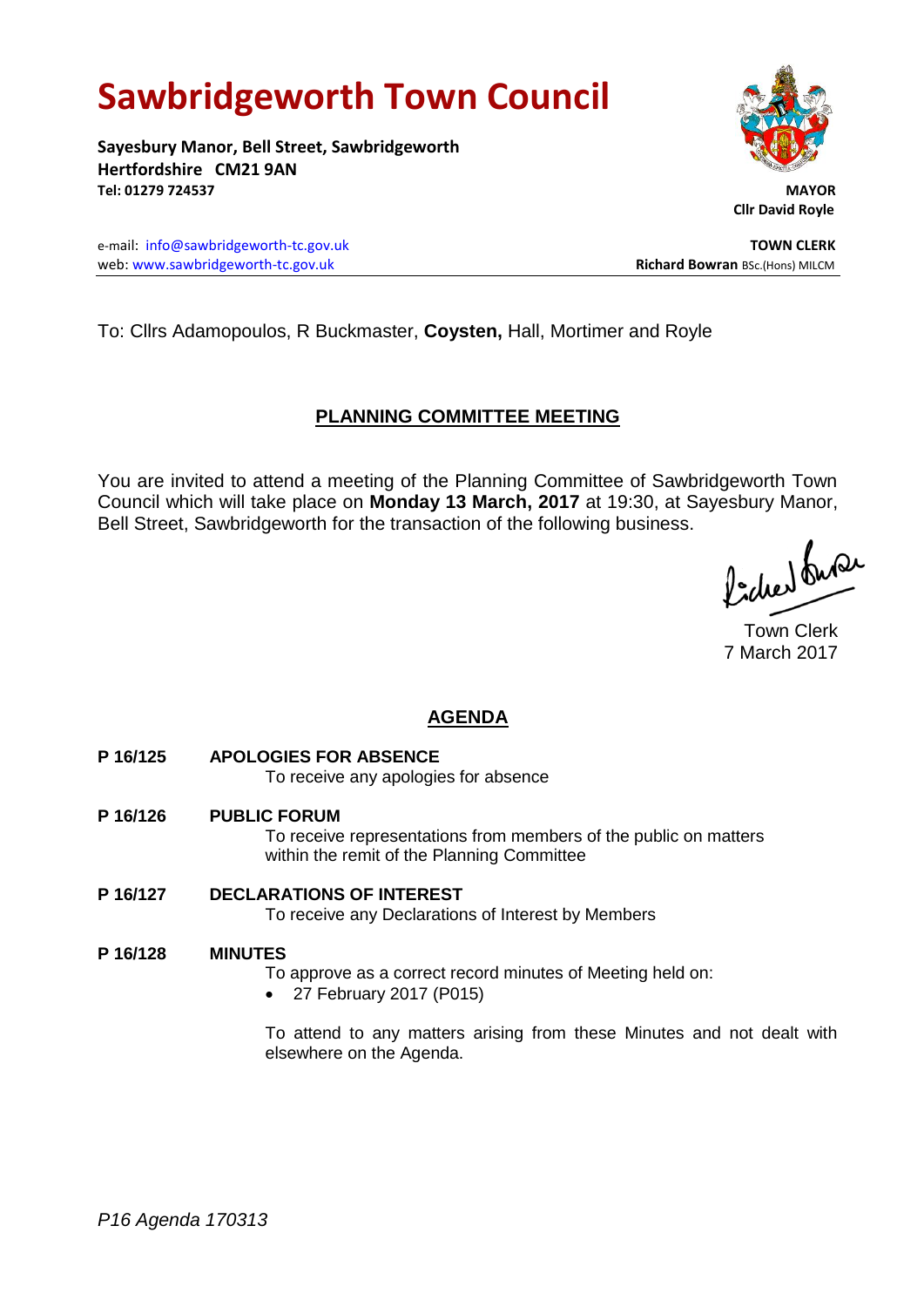# Sawbridgeworth Town Council

**Sayesbury Manor, Bell Street, Sawbridgeworth**
**Hertfordshire CM21 9AN**
**Tel: 01279 724537**

**MAYOR**
**Cllr David Royle**

e-mail: info@sawbridgeworth-tc.gov.uk
web: www.sawbridgeworth-tc.gov.uk

**TOWN CLERK**
**Richard Bowran** BSc.(Hons) MILCM

To: Cllrs Adamopoulos, R Buckmaster, **Coysten,** Hall, Mortimer and Royle

## PLANNING COMMITTEE MEETING

You are invited to attend a meeting of the Planning Committee of Sawbridgeworth Town Council which will take place on **Monday 13 March, 2017** at 19:30, at Sayesbury Manor, Bell Street, Sawbridgeworth for the transaction of the following business.

Town Clerk
7 March 2017

## AGENDA

**P 16/125 APOLOGIES FOR ABSENCE**

To receive any apologies for absence

**P 16/126 PUBLIC FORUM**

To receive representations from members of the public on matters within the remit of the Planning Committee

**P 16/127 DECLARATIONS OF INTEREST**

To receive any Declarations of Interest by Members

**P 16/128 MINUTES**

To approve as a correct record minutes of Meeting held on:

- 27 February 2017 (P015)

To attend to any matters arising from these Minutes and not dealt with elsewhere on the Agenda.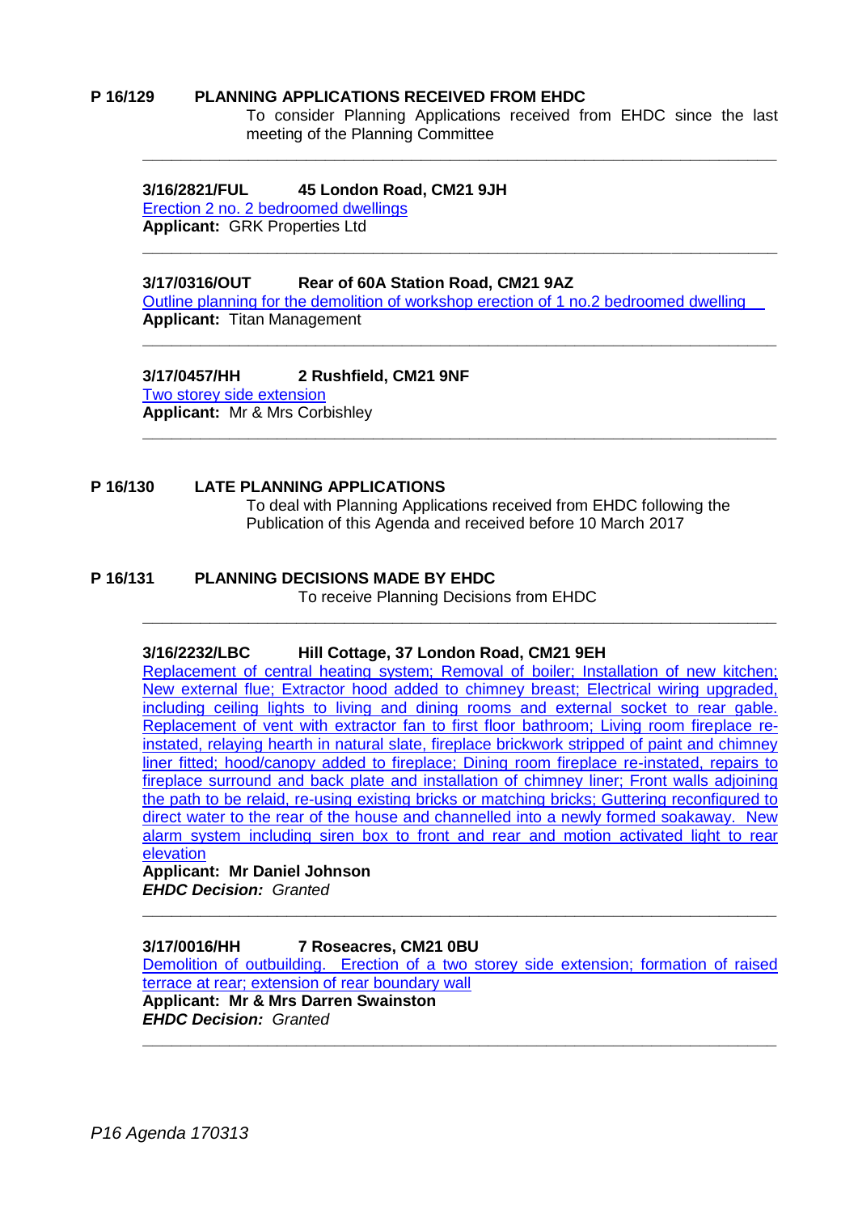**P 16/129 PLANNING APPLICATIONS RECEIVED FROM EHDC**

To consider Planning Applications received from EHDC since the last meeting of the Planning Committee

---

**3/16/2821/FUL 45 London Road, CM21 9JH**

Erection 2 no. 2 bedroomed dwellings

**Applicant:** GRK Properties Ltd

---

**3/17/0316/OUT Rear of 60A Station Road, CM21 9AZ**

Outline planning for the demolition of workshop erection of 1 no.2 bedroomed dwelling

**Applicant:** Titan Management

---

**3/17/0457/HH 2 Rushfield, CM21 9NF**

Two storey side extension

**Applicant:** Mr & Mrs Corbishley

---

**P 16/130 LATE PLANNING APPLICATIONS**

To deal with Planning Applications received from EHDC following the Publication of this Agenda and received before 10 March 2017

**P 16/131 PLANNING DECISIONS MADE BY EHDC**

To receive Planning Decisions from EHDC

---

**3/16/2232/LBC Hill Cottage, 37 London Road, CM21 9EH**

Replacement of central heating system; Removal of boiler; Installation of new kitchen; New external flue; Extractor hood added to chimney breast; Electrical wiring upgraded, including ceiling lights to living and dining rooms and external socket to rear gable. Replacement of vent with extractor fan to first floor bathroom; Living room fireplace re-instated, relaying hearth in natural slate, fireplace brickwork stripped of paint and chimney liner fitted; hood/canopy added to fireplace; Dining room fireplace re-instated, repairs to fireplace surround and back plate and installation of chimney liner; Front walls adjoining the path to be relaid, re-using existing bricks or matching bricks; Guttering reconfigured to direct water to the rear of the house and channelled into a newly formed soakaway. New alarm system including siren box to front and rear and motion activated light to rear elevation

**Applicant: Mr Daniel Johnson**

***EHDC Decision:*** *Granted*

---

**3/17/0016/HH 7 Roseacres, CM21 0BU**

Demolition of outbuilding. Erection of a two storey side extension; formation of raised terrace at rear; extension of rear boundary wall

**Applicant: Mr & Mrs Darren Swainston**

***EHDC Decision:*** *Granted*

---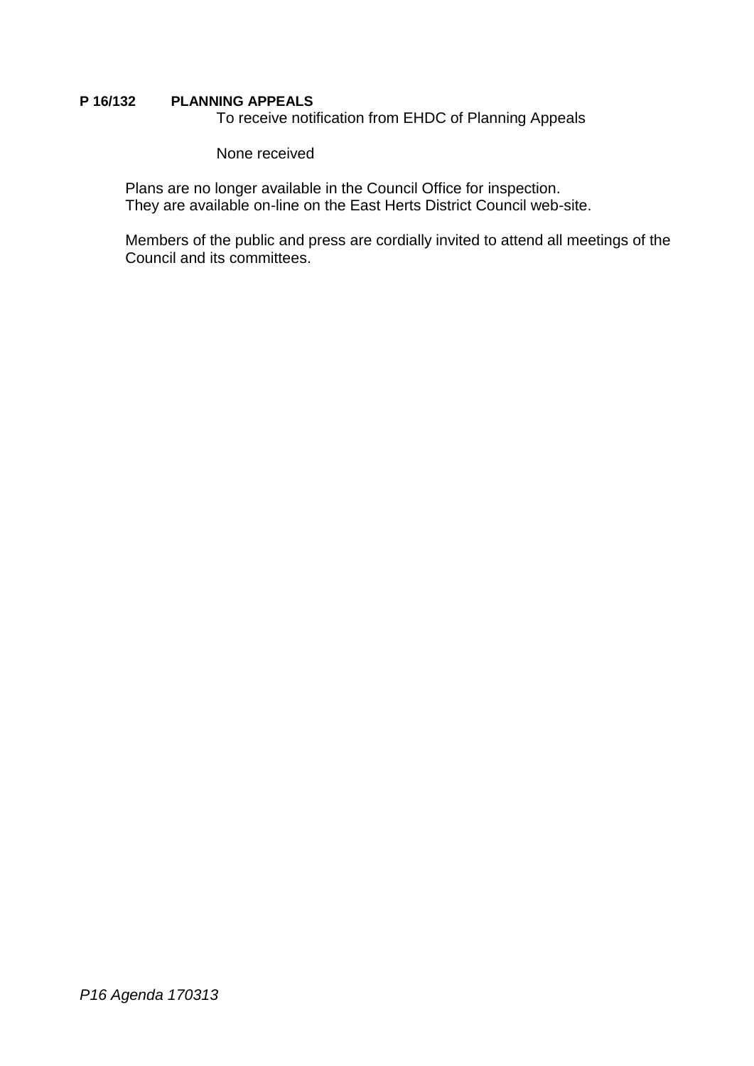**P 16/132 PLANNING APPEALS**

To receive notification from EHDC of Planning Appeals

None received

Plans are no longer available in the Council Office for inspection.
They are available on-line on the East Herts District Council web-site.

Members of the public and press are cordially invited to attend all meetings of the Council and its committees.